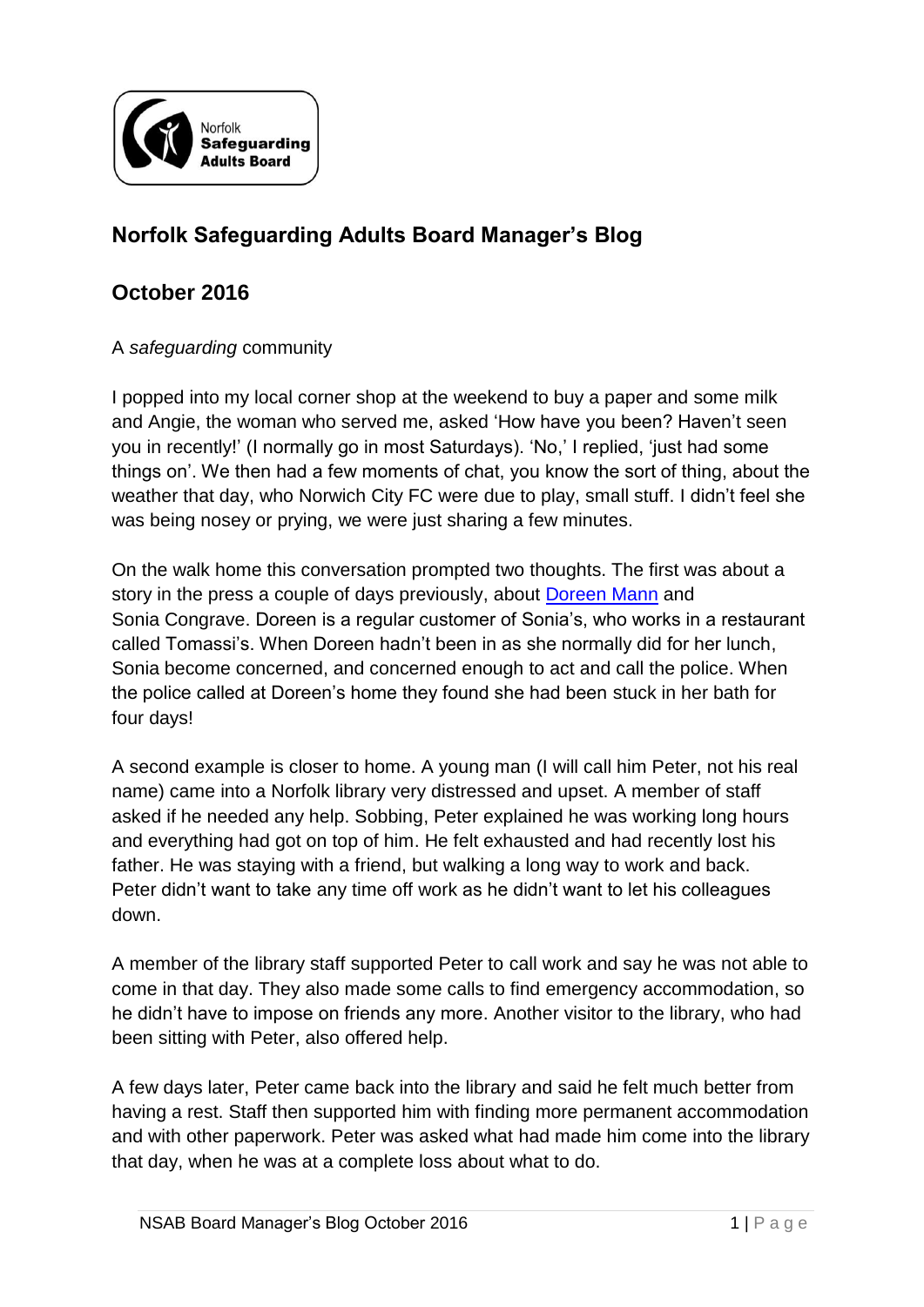## Norfolk Safeguarding Adults Board Manager's Blog

## October 2016

A *safeguarding* community

I popped into my local corner shop at the weekend to buy a paper and some milk and Angie, the woman who served me, asked 'How have you been? Haven't seen you in recently!' (I normally go in most Saturdays). 'No,' I replied, 'just had some things on'. We then had a few moments of chat, you know the sort of thing, about the weather that day, who Norwich City FC were due to play, small stuff. I didn't feel she was being nosey or prying, we were just sharing a few minutes.

On the walk home this conversation prompted two thoughts. The first was about a story in the press a couple of days previously, about Doreen Mann and Sonia Congrave. Doreen is a regular customer of Sonia's, who works in a restaurant called Tomassi's. When Doreen hadn't been in as she normally did for her lunch, Sonia become concerned, and concerned enough to act and call the police. When the police called at Doreen's home they found she had been stuck in her bath for four days!

A second example is closer to home. A young man (I will call him Peter, not his real name) came into a Norfolk library very distressed and upset. A member of staff asked if he needed any help. Sobbing, Peter explained he was working long hours and everything had got on top of him. He felt exhausted and had recently lost his father. He was staying with a friend, but walking a long way to work and back. Peter didn't want to take any time off work as he didn't want to let his colleagues down.

A member of the library staff supported Peter to call work and say he was not able to come in that day. They also made some calls to find emergency accommodation, so he didn't have to impose on friends any more. Another visitor to the library, who had been sitting with Peter, also offered help.

A few days later, Peter came back into the library and said he felt much better from having a rest. Staff then supported him with finding more permanent accommodation and with other paperwork. Peter was asked what had made him come into the library that day, when he was at a complete loss about what to do.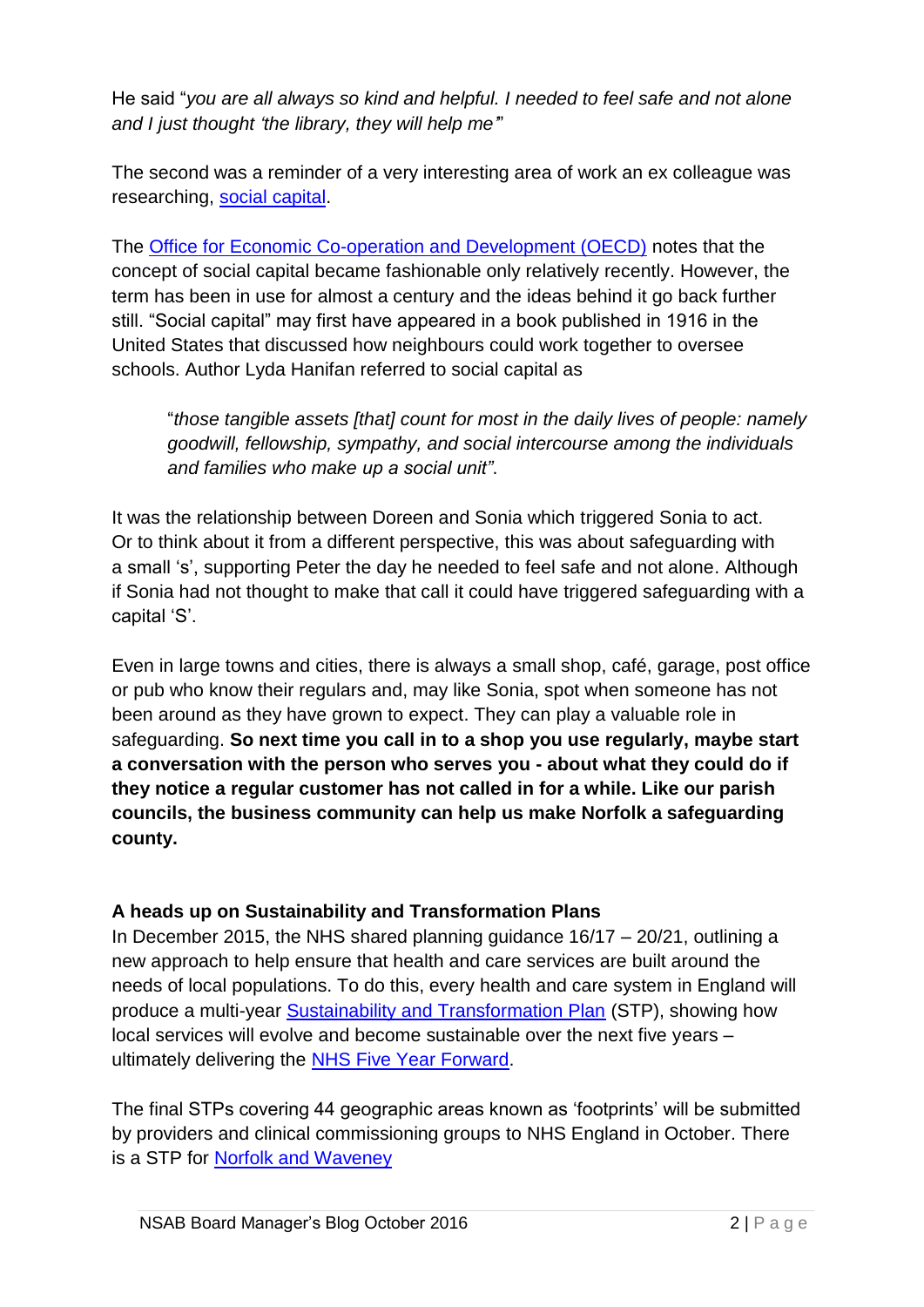He said "*you are all always so kind and helpful. I needed to feel safe and not alone and I just thought 'the library, they will help me'*"

The second was a reminder of a very interesting area of work an ex colleague was researching, social capital.

The Office for Economic Co-operation and Development (OECD) notes that the concept of social capital became fashionable only relatively recently. However, the term has been in use for almost a century and the ideas behind it go back further still. "Social capital" may first have appeared in a book published in 1916 in the United States that discussed how neighbours could work together to oversee schools. Author Lyda Hanifan referred to social capital as

> "*those tangible assets [that] count for most in the daily lives of people: namely goodwill, fellowship, sympathy, and social intercourse among the individuals and families who make up a social unit"*.

It was the relationship between Doreen and Sonia which triggered Sonia to act. Or to think about it from a different perspective, this was about safeguarding with a small 's', supporting Peter the day he needed to feel safe and not alone. Although if Sonia had not thought to make that call it could have triggered safeguarding with a capital 'S'.

Even in large towns and cities, there is always a small shop, café, garage, post office or pub who know their regulars and, may like Sonia, spot when someone has not been around as they have grown to expect. They can play a valuable role in safeguarding. **So next time you call in to a shop you use regularly, maybe start a conversation with the person who serves you - about what they could do if they notice a regular customer has not called in for a while. Like our parish councils, the business community can help us make Norfolk a safeguarding county.**

**A heads up on Sustainability and Transformation Plans**

In December 2015, the NHS shared planning guidance 16/17 – 20/21, outlining a new approach to help ensure that health and care services are built around the needs of local populations. To do this, every health and care system in England will produce a multi-year Sustainability and Transformation Plan (STP), showing how local services will evolve and become sustainable over the next five years – ultimately delivering the NHS Five Year Forward.

The final STPs covering 44 geographic areas known as 'footprints' will be submitted by providers and clinical commissioning groups to NHS England in October. There is a STP for Norfolk and Waveney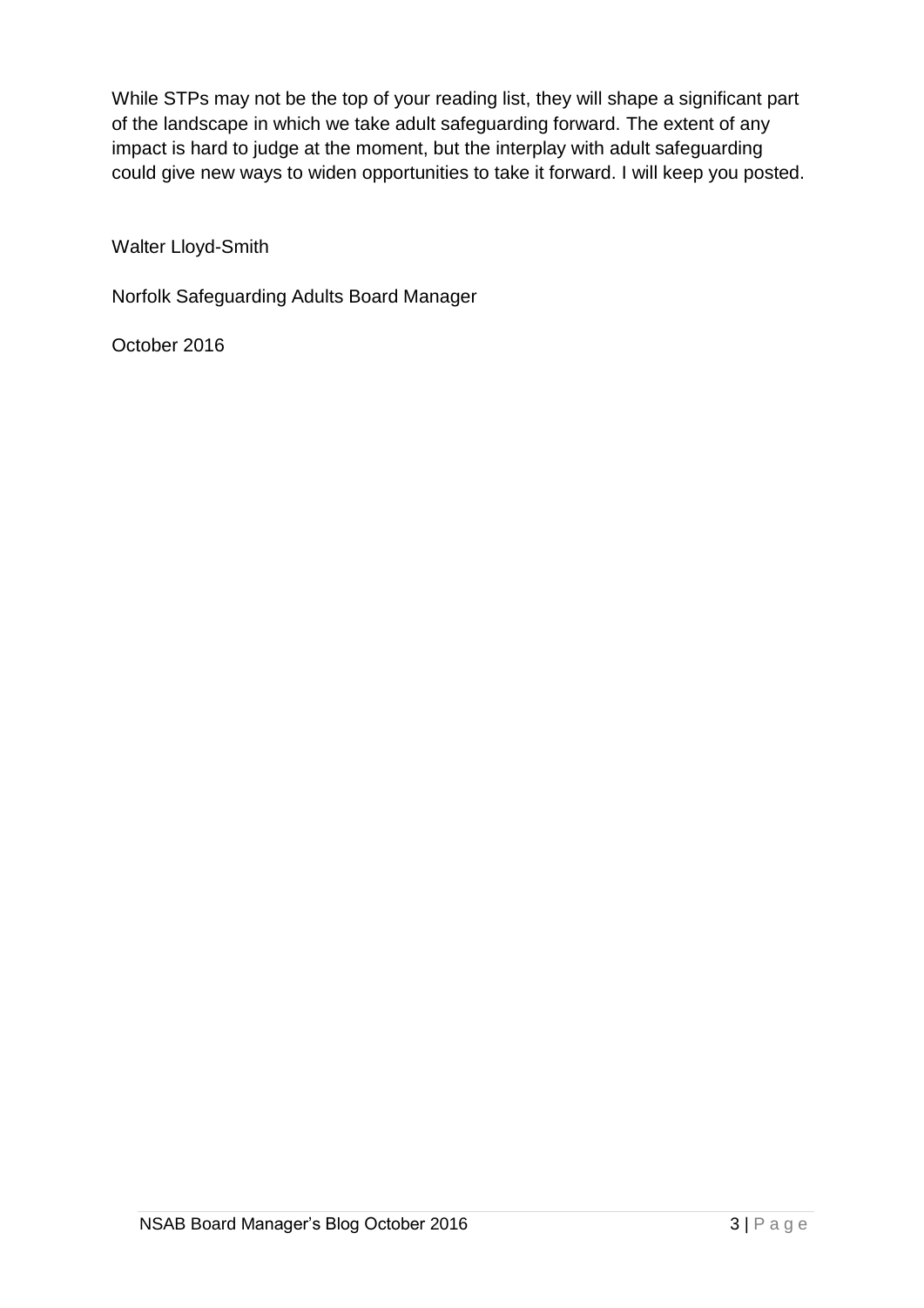While STPs may not be the top of your reading list, they will shape a significant part of the landscape in which we take adult safeguarding forward. The extent of any impact is hard to judge at the moment, but the interplay with adult safeguarding could give new ways to widen opportunities to take it forward. I will keep you posted.

Walter Lloyd-Smith

Norfolk Safeguarding Adults Board Manager

October 2016